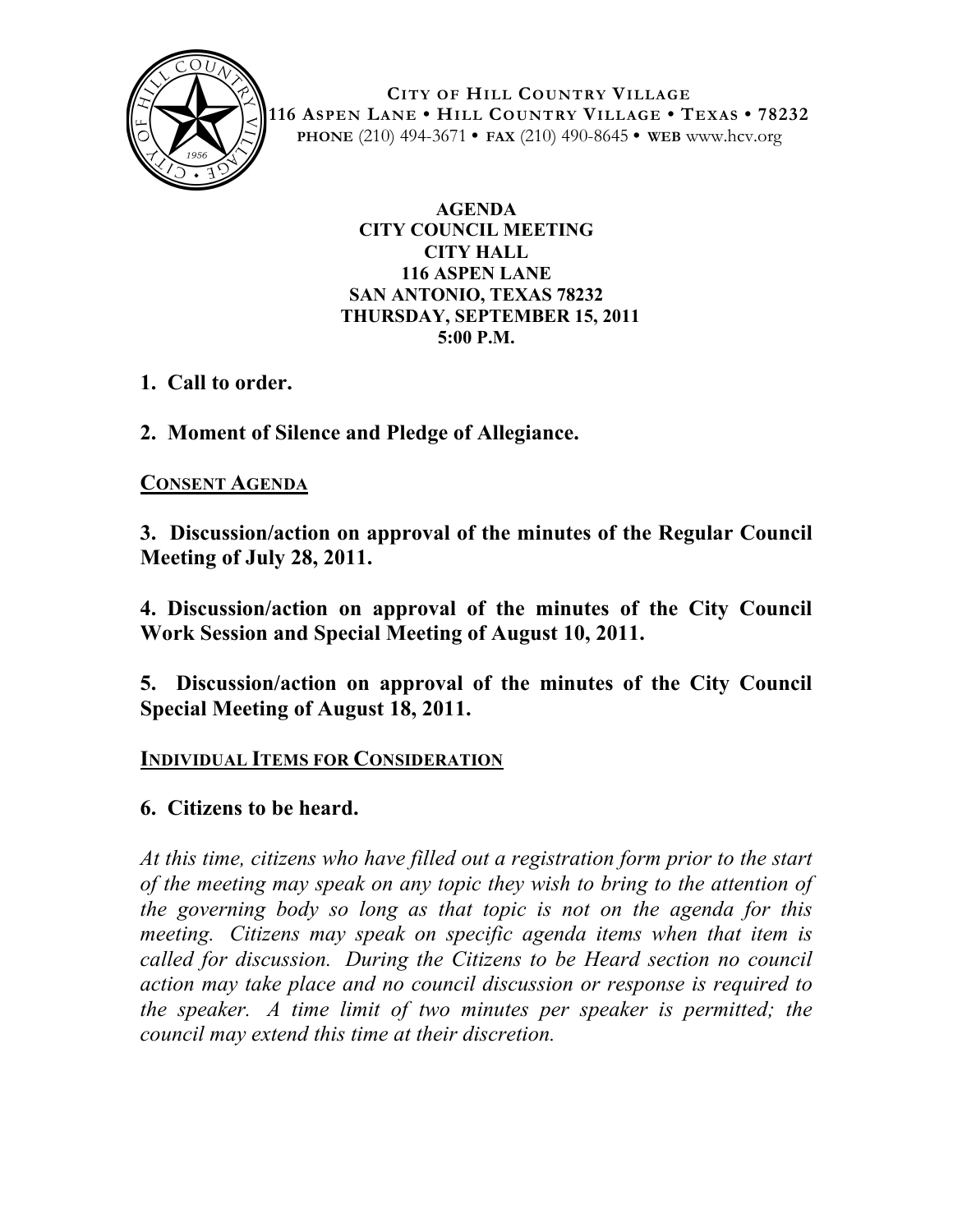**CITY OF HILL COUNTRY VILLAGE**
**116 ASPEN LANE • HILL COUNTRY VILLAGE • TEXAS • 78232**
**PHONE** (210) 494-3671 • **FAX** (210) 490-8645 • **WEB** www.hcv.org

**AGENDA**
**CITY COUNCIL MEETING**
**CITY HALL**
**116 ASPEN LANE**
**SAN ANTONIO, TEXAS 78232**
**THURSDAY, SEPTEMBER 15, 2011**
**5:00 P.M.**

**1. Call to order.**

**2. Moment of Silence and Pledge of Allegiance.**

**CONSENT AGENDA**

**3. Discussion/action on approval of the minutes of the Regular Council Meeting of July 28, 2011.**

**4. Discussion/action on approval of the minutes of the City Council Work Session and Special Meeting of August 10, 2011.**

**5. Discussion/action on approval of the minutes of the City Council Special Meeting of August 18, 2011.**

**INDIVIDUAL ITEMS FOR CONSIDERATION**

**6. Citizens to be heard.**

*At this time, citizens who have filled out a registration form prior to the start of the meeting may speak on any topic they wish to bring to the attention of the governing body so long as that topic is not on the agenda for this meeting. Citizens may speak on specific agenda items when that item is called for discussion. During the Citizens to be Heard section no council action may take place and no council discussion or response is required to the speaker. A time limit of two minutes per speaker is permitted; the council may extend this time at their discretion.*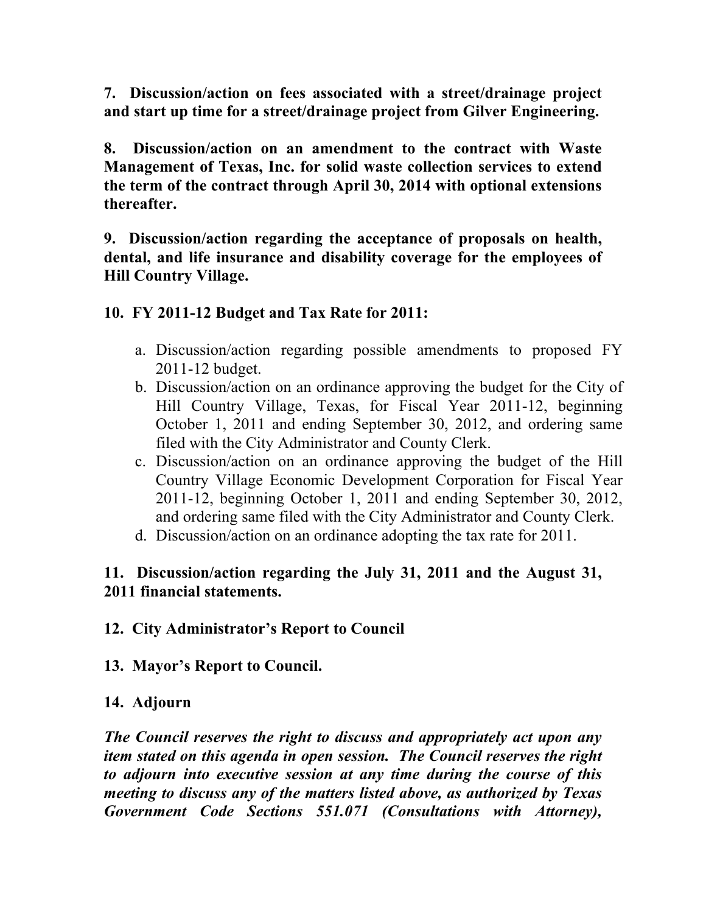**7. Discussion/action on fees associated with a street/drainage project and start up time for a street/drainage project from Gilver Engineering.**

**8. Discussion/action on an amendment to the contract with Waste Management of Texas, Inc. for solid waste collection services to extend the term of the contract through April 30, 2014 with optional extensions thereafter.**

**9. Discussion/action regarding the acceptance of proposals on health, dental, and life insurance and disability coverage for the employees of Hill Country Village.**

**10. FY 2011-12 Budget and Tax Rate for 2011:**

a. Discussion/action regarding possible amendments to proposed FY 2011-12 budget.
b. Discussion/action on an ordinance approving the budget for the City of Hill Country Village, Texas, for Fiscal Year 2011-12, beginning October 1, 2011 and ending September 30, 2012, and ordering same filed with the City Administrator and County Clerk.
c. Discussion/action on an ordinance approving the budget of the Hill Country Village Economic Development Corporation for Fiscal Year 2011-12, beginning October 1, 2011 and ending September 30, 2012, and ordering same filed with the City Administrator and County Clerk.
d. Discussion/action on an ordinance adopting the tax rate for 2011.

**11. Discussion/action regarding the July 31, 2011 and the August 31, 2011 financial statements.**

**12. City Administrator's Report to Council**

**13. Mayor's Report to Council.**

**14. Adjourn**

***The Council reserves the right to discuss and appropriately act upon any item stated on this agenda in open session. The Council reserves the right to adjourn into executive session at any time during the course of this meeting to discuss any of the matters listed above, as authorized by Texas Government Code Sections 551.071 (Consultations with Attorney),***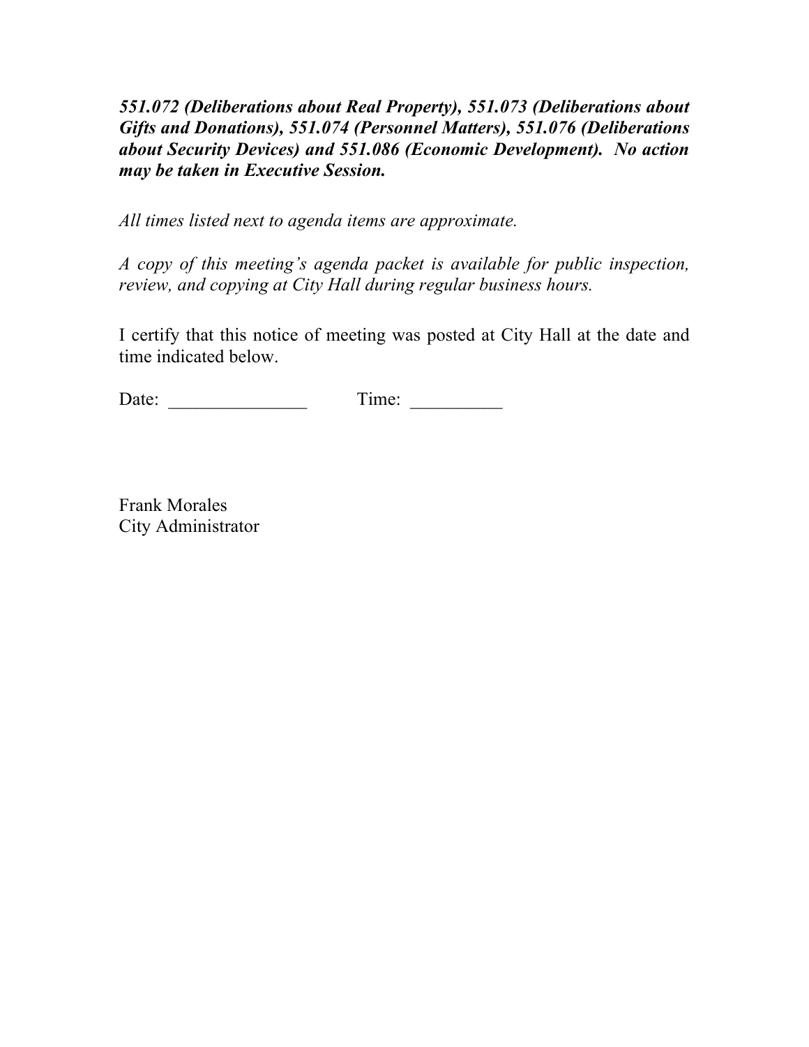***551.072 (Deliberations about Real Property), 551.073 (Deliberations about Gifts and Donations), 551.074 (Personnel Matters), 551.076 (Deliberations about Security Devices) and 551.086 (Economic Development). No action may be taken in Executive Session.***

*All times listed next to agenda items are approximate.*

*A copy of this meeting's agenda packet is available for public inspection, review, and copying at City Hall during regular business hours.*

I certify that this notice of meeting was posted at City Hall at the date and time indicated below.

Date: _______________ Time: __________

Frank Morales
City Administrator